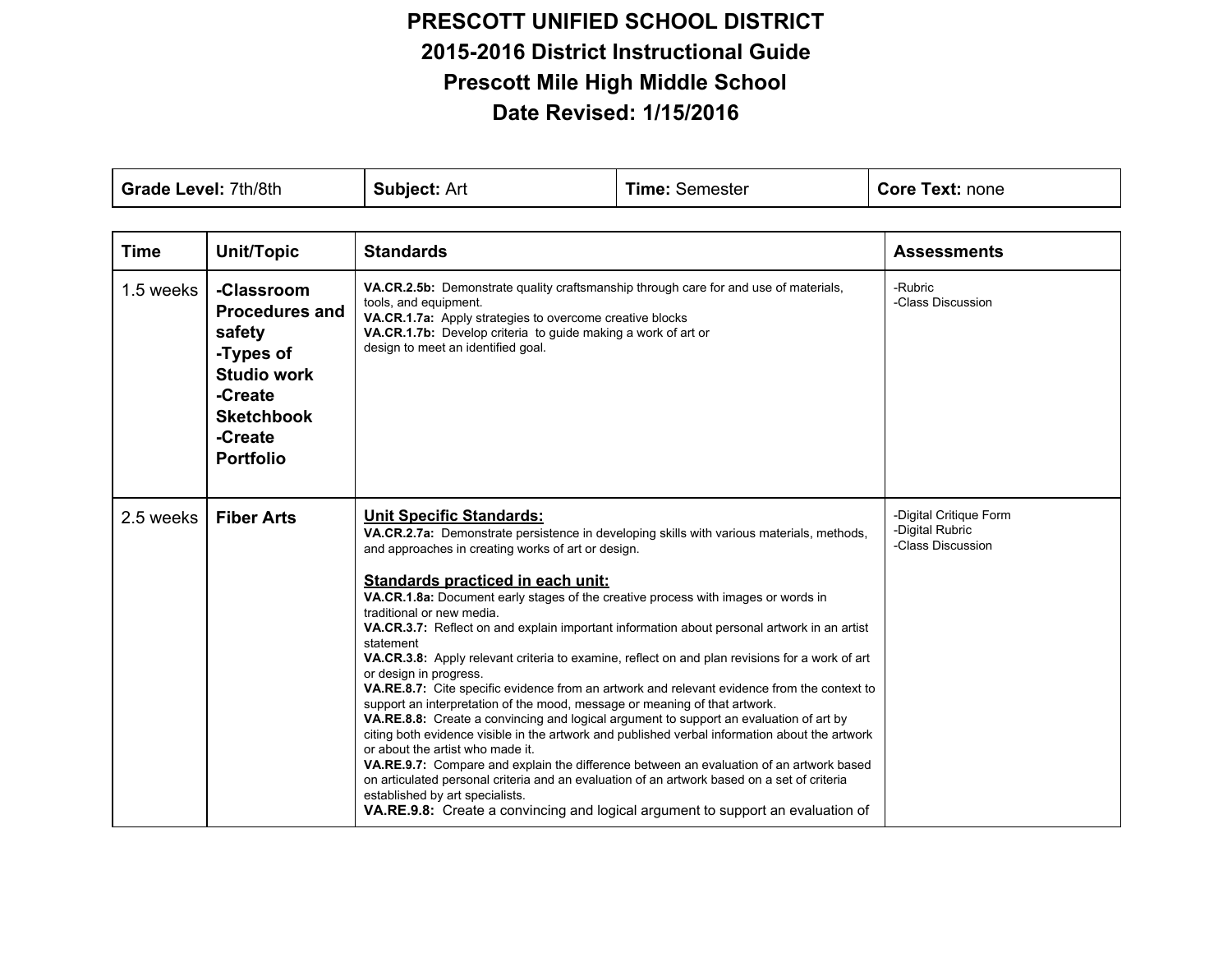# PRESCOTT UNIFIED SCHOOL DISTRICT
# 2015-2016 District Instructional Guide
# Prescott Mile High Middle School
# Date Revised: 1/15/2016

| **Grade Level:** 7th/8th | **Subject:** Art | **Time:** Semester | **Core Text:** none |
|---|---|---|---|

| Time | Unit/Topic | Standards | Assessments |
|---|---|---|---|
| 1.5 weeks | **-Classroom Procedures and safety**<br>**-Types of Studio work**<br>**-Create Sketchbook**<br>**-Create Portfolio** | **VA.CR.2.5b:** Demonstrate quality craftsmanship through care for and use of materials, tools, and equipment.<br>**VA.CR.1.7a:** Apply strategies to overcome creative blocks<br>**VA.CR.1.7b:** Develop criteria to guide making a work of art or design to meet an identified goal. | -Rubric<br>-Class Discussion |
| 2.5 weeks | **Fiber Arts** | **<u>Unit Specific Standards:</u>**<br>**VA.CR.2.7a:** Demonstrate persistence in developing skills with various materials, methods, and approaches in creating works of art or design.<br><br>**<u>Standards practiced in each unit:</u>**<br>**VA.CR.1.8a:** Document early stages of the creative process with images or words in traditional or new media.<br>**VA.CR.3.7:** Reflect on and explain important information about personal artwork in an artist statement<br>**VA.CR.3.8:** Apply relevant criteria to examine, reflect on and plan revisions for a work of art or design in progress.<br>**VA.RE.8.7:** Cite specific evidence from an artwork and relevant evidence from the context to support an interpretation of the mood, message or meaning of that artwork.<br>**VA.RE.8.8:** Create a convincing and logical argument to support an evaluation of art by citing both evidence visible in the artwork and published verbal information about the artwork or about the artist who made it.<br>**VA.RE.9.7:** Compare and explain the difference between an evaluation of an artwork based on articulated personal criteria and an evaluation of an artwork based on a set of criteria established by art specialists.<br>**VA.RE.9.8:** Create a convincing and logical argument to support an evaluation of | -Digital Critique Form<br>-Digital Rubric<br>-Class Discussion |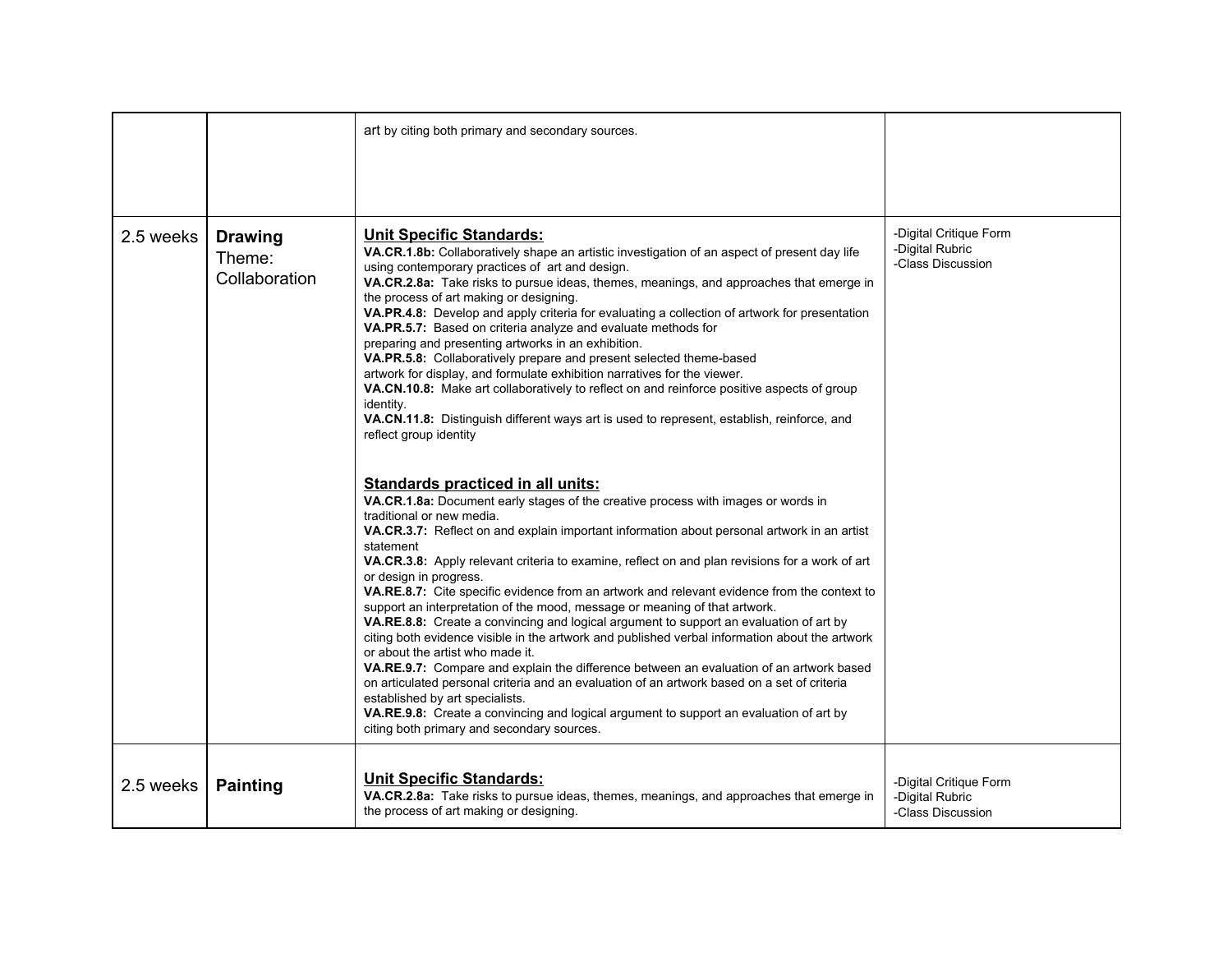| | | | |
|---|---|---|---|
| | | art by citing both primary and secondary sources. | |
| 2.5 weeks | **Drawing** Theme: Collaboration | **Unit Specific Standards:**<br>**VA.CR.1.8b:** Collaboratively shape an artistic investigation of an aspect of present day life using contemporary practices of art and design.<br>**VA.CR.2.8a:** Take risks to pursue ideas, themes, meanings, and approaches that emerge in the process of art making or designing.<br>**VA.PR.4.8:** Develop and apply criteria for evaluating a collection of artwork for presentation<br>**VA.PR.5.7:** Based on criteria analyze and evaluate methods for preparing and presenting artworks in an exhibition.<br>**VA.PR.5.8:** Collaboratively prepare and present selected theme-based artwork for display, and formulate exhibition narratives for the viewer.<br>**VA.CN.10.8:** Make art collaboratively to reflect on and reinforce positive aspects of group identity.<br>**VA.CN.11.8:** Distinguish different ways art is used to represent, establish, reinforce, and reflect group identity<br><br>**Standards practiced in all units:**<br>**VA.CR.1.8a:** Document early stages of the creative process with images or words in traditional or new media.<br>**VA.CR.3.7:** Reflect on and explain important information about personal artwork in an artist statement<br>**VA.CR.3.8:** Apply relevant criteria to examine, reflect on and plan revisions for a work of art or design in progress.<br>**VA.RE.8.7:** Cite specific evidence from an artwork and relevant evidence from the context to support an interpretation of the mood, message or meaning of that artwork.<br>**VA.RE.8.8:** Create a convincing and logical argument to support an evaluation of art by citing both evidence visible in the artwork and published verbal information about the artwork or about the artist who made it.<br>**VA.RE.9.7:** Compare and explain the difference between an evaluation of an artwork based on articulated personal criteria and an evaluation of an artwork based on a set of criteria established by art specialists.<br>**VA.RE.9.8:** Create a convincing and logical argument to support an evaluation of art by citing both primary and secondary sources. | -Digital Critique Form<br>-Digital Rubric<br>-Class Discussion |
| 2.5 weeks | **Painting** | **Unit Specific Standards:**<br>**VA.CR.2.8a:** Take risks to pursue ideas, themes, meanings, and approaches that emerge in the process of art making or designing. | -Digital Critique Form<br>-Digital Rubric<br>-Class Discussion |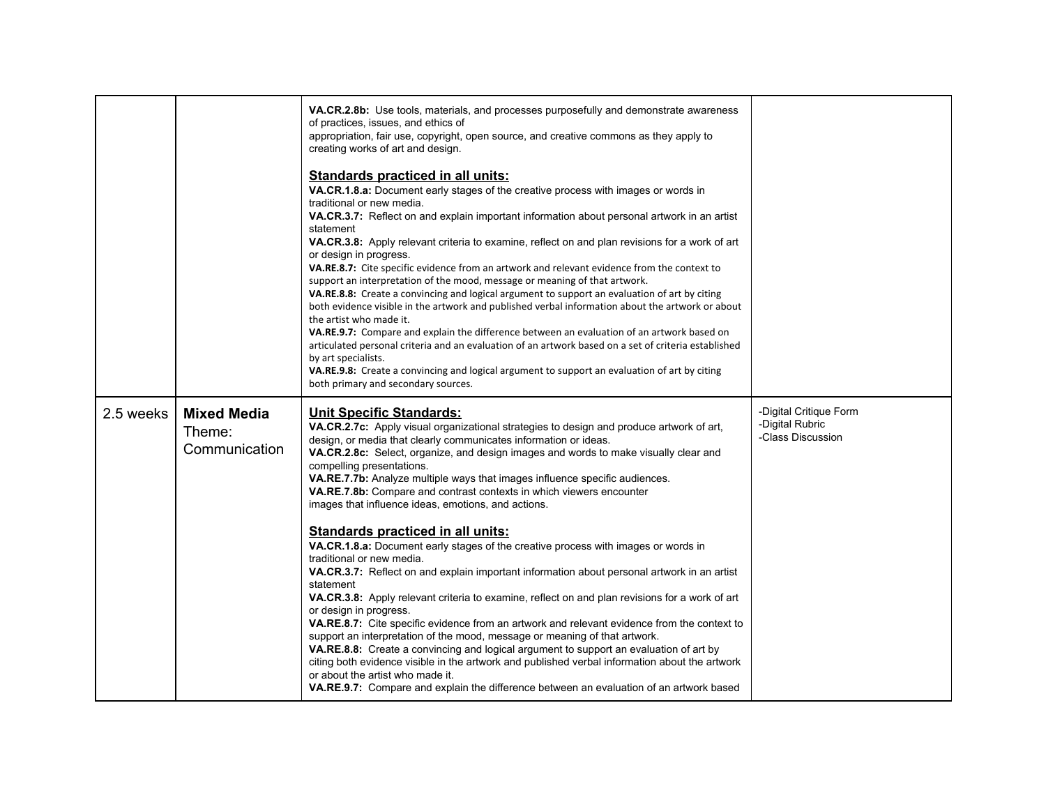| | | | |
|---|---|---|---|
| | | **VA.CR.2.8b:** Use tools, materials, and processes purposefully and demonstrate awareness of practices, issues, and ethics of appropriation, fair use, copyright, open source, and creative commons as they apply to creating works of art and design.<br><br>**Standards practiced in all units:**<br>**VA.CR.1.8.a:** Document early stages of the creative process with images or words in traditional or new media.<br>**VA.CR.3.7:** Reflect on and explain important information about personal artwork in an artist statement<br>**VA.CR.3.8:** Apply relevant criteria to examine, reflect on and plan revisions for a work of art or design in progress.<br>**VA.RE.8.7:** Cite specific evidence from an artwork and relevant evidence from the context to support an interpretation of the mood, message or meaning of that artwork.<br>**VA.RE.8.8:** Create a convincing and logical argument to support an evaluation of art by citing both evidence visible in the artwork and published verbal information about the artwork or about the artist who made it.<br>**VA.RE.9.7:** Compare and explain the difference between an evaluation of an artwork based on articulated personal criteria and an evaluation of an artwork based on a set of criteria established by art specialists.<br>**VA.RE.9.8:** Create a convincing and logical argument to support an evaluation of art by citing both primary and secondary sources. | |
| 2.5 weeks | **Mixed Media**<br>Theme: Communication | **Unit Specific Standards:**<br>**VA.CR.2.7c:** Apply visual organizational strategies to design and produce artwork of art, design, or media that clearly communicates information or ideas.<br>**VA.CR.2.8c:** Select, organize, and design images and words to make visually clear and compelling presentations.<br>**VA.RE.7.7b:** Analyze multiple ways that images influence specific audiences.<br>**VA.RE.7.8b:** Compare and contrast contexts in which viewers encounter images that influence ideas, emotions, and actions.<br><br>**Standards practiced in all units:**<br>**VA.CR.1.8.a:** Document early stages of the creative process with images or words in traditional or new media.<br>**VA.CR.3.7:** Reflect on and explain important information about personal artwork in an artist statement<br>**VA.CR.3.8:** Apply relevant criteria to examine, reflect on and plan revisions for a work of art or design in progress.<br>**VA.RE.8.7:** Cite specific evidence from an artwork and relevant evidence from the context to support an interpretation of the mood, message or meaning of that artwork.<br>**VA.RE.8.8:** Create a convincing and logical argument to support an evaluation of art by citing both evidence visible in the artwork and published verbal information about the artwork or about the artist who made it.<br>**VA.RE.9.7:** Compare and explain the difference between an evaluation of an artwork based | -Digital Critique Form<br>-Digital Rubric<br>-Class Discussion |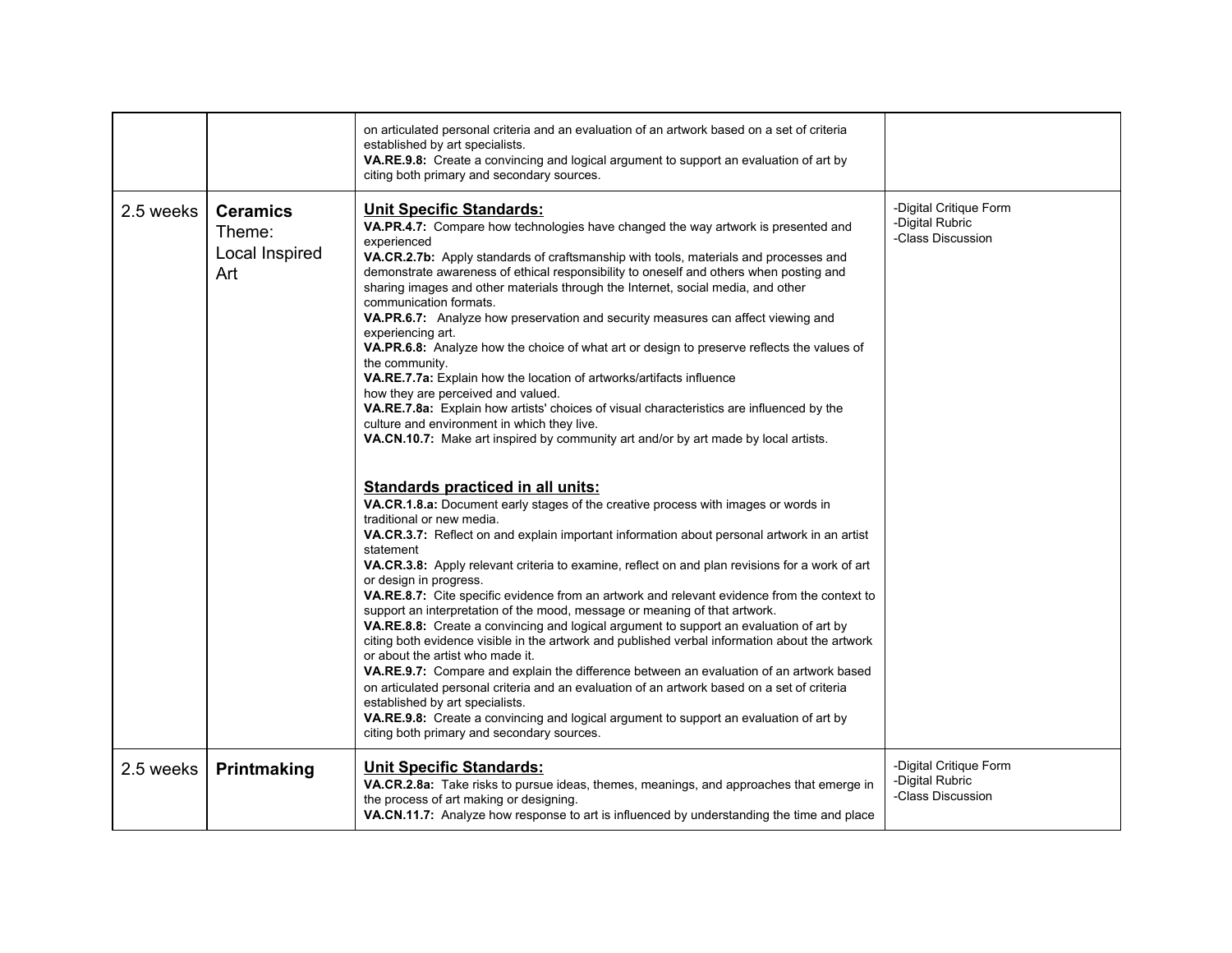| | | | |
|---|---|---|---|
| | | on articulated personal criteria and an evaluation of an artwork based on a set of criteria established by art specialists.<br>**VA.RE.9.8:** Create a convincing and logical argument to support an evaluation of art by citing both primary and secondary sources. | |
| 2.5 weeks | **Ceramics**<br>Theme:<br>Local Inspired Art | **<u>Unit Specific Standards:</u>**<br>**VA.PR.4.7:** Compare how technologies have changed the way artwork is presented and experienced<br>**VA.CR.2.7b:** Apply standards of craftsmanship with tools, materials and processes and demonstrate awareness of ethical responsibility to oneself and others when posting and sharing images and other materials through the Internet, social media, and other communication formats.<br>**VA.PR.6.7:** Analyze how preservation and security measures can affect viewing and experiencing art.<br>**VA.PR.6.8:** Analyze how the choice of what art or design to preserve reflects the values of the community.<br>**VA.RE.7.7a:** Explain how the location of artworks/artifacts influence how they are perceived and valued.<br>**VA.RE.7.8a:** Explain how artists' choices of visual characteristics are influenced by the culture and environment in which they live.<br>**VA.CN.10.7:** Make art inspired by community art and/or by art made by local artists.<br><br>**<u>Standards practiced in all units:</u>**<br>**VA.CR.1.8.a:** Document early stages of the creative process with images or words in traditional or new media.<br>**VA.CR.3.7:** Reflect on and explain important information about personal artwork in an artist statement<br>**VA.CR.3.8:** Apply relevant criteria to examine, reflect on and plan revisions for a work of art or design in progress.<br>**VA.RE.8.7:** Cite specific evidence from an artwork and relevant evidence from the context to support an interpretation of the mood, message or meaning of that artwork.<br>**VA.RE.8.8:** Create a convincing and logical argument to support an evaluation of art by citing both evidence visible in the artwork and published verbal information about the artwork or about the artist who made it.<br>**VA.RE.9.7:** Compare and explain the difference between an evaluation of an artwork based on articulated personal criteria and an evaluation of an artwork based on a set of criteria established by art specialists.<br>**VA.RE.9.8:** Create a convincing and logical argument to support an evaluation of art by citing both primary and secondary sources. | -Digital Critique Form<br>-Digital Rubric<br>-Class Discussion |
| 2.5 weeks | **Printmaking** | **<u>Unit Specific Standards:</u>**<br>**VA.CR.2.8a:** Take risks to pursue ideas, themes, meanings, and approaches that emerge in the process of art making or designing.<br>**VA.CN.11.7:** Analyze how response to art is influenced by understanding the time and place | -Digital Critique Form<br>-Digital Rubric<br>-Class Discussion |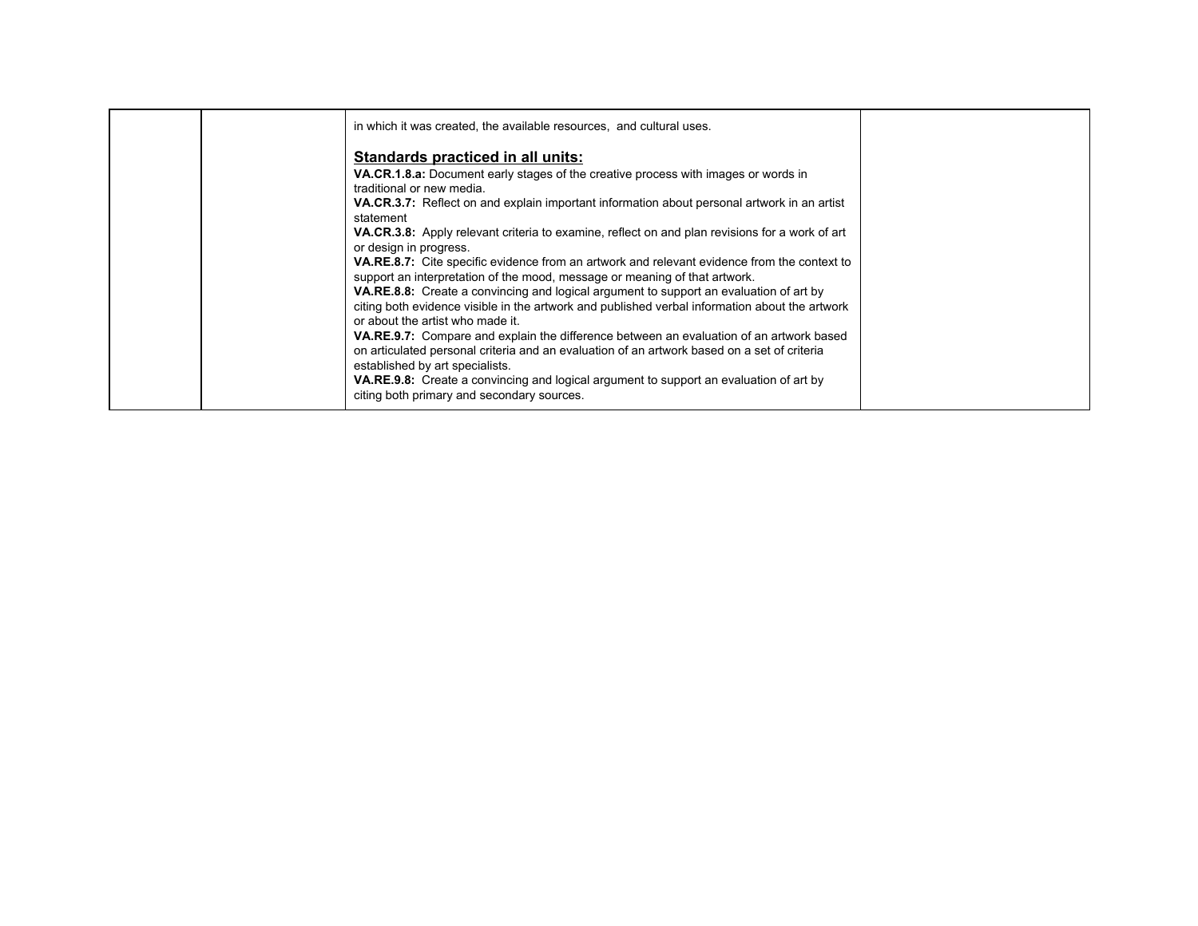| | | | |
|---|---|---|---|
| | | in which it was created, the available resources, and cultural uses.<br><br>**<u>Standards practiced in all units:</u>**<br>**VA.CR.1.8.a:** Document early stages of the creative process with images or words in traditional or new media.<br>**VA.CR.3.7:** Reflect on and explain important information about personal artwork in an artist statement<br>**VA.CR.3.8:** Apply relevant criteria to examine, reflect on and plan revisions for a work of art or design in progress.<br>**VA.RE.8.7:** Cite specific evidence from an artwork and relevant evidence from the context to support an interpretation of the mood, message or meaning of that artwork.<br>**VA.RE.8.8:** Create a convincing and logical argument to support an evaluation of art by citing both evidence visible in the artwork and published verbal information about the artwork or about the artist who made it.<br>**VA.RE.9.7:** Compare and explain the difference between an evaluation of an artwork based on articulated personal criteria and an evaluation of an artwork based on a set of criteria established by art specialists.<br>**VA.RE.9.8:** Create a convincing and logical argument to support an evaluation of art by citing both primary and secondary sources. | |